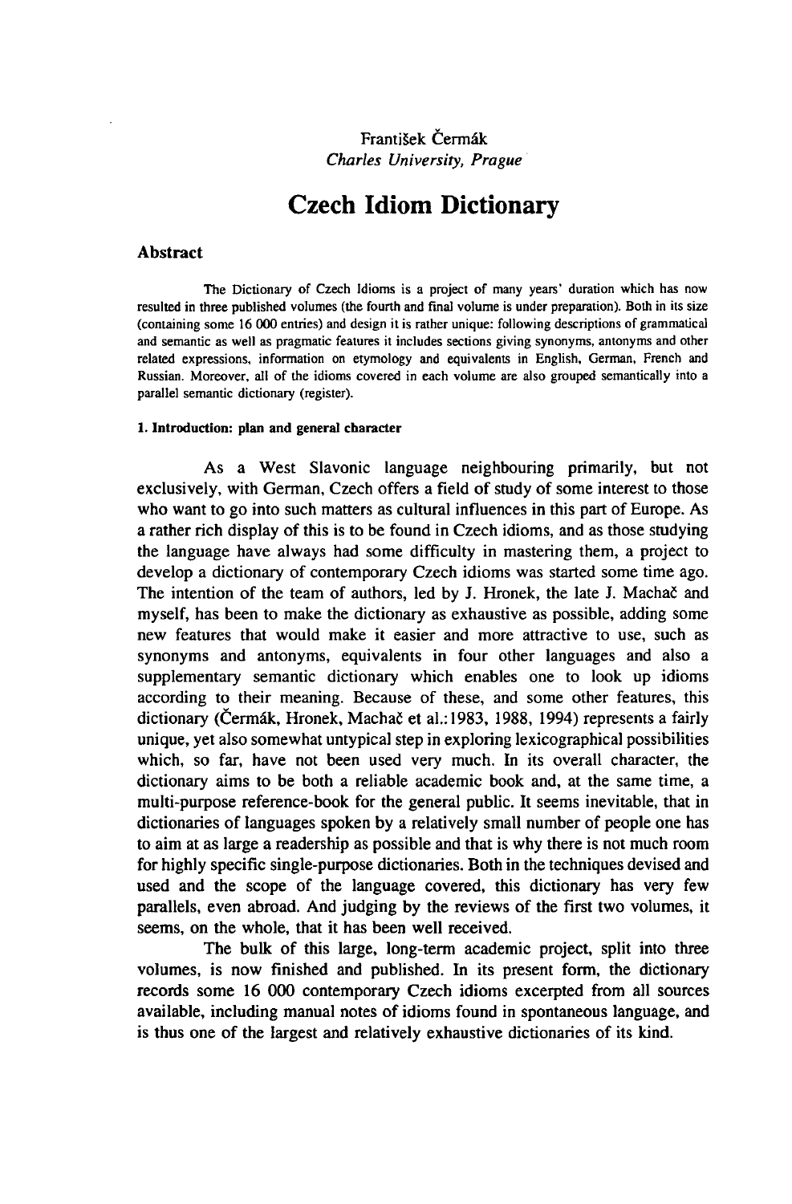František Čermák
*Charles University, Prague*

# Czech Idiom Dictionary

## Abstract

The Dictionary of Czech Idioms is a project of many years' duration which has now resulted in three published volumes (the fourth and final volume is under preparation). Both in its size (containing some 16 000 entries) and design it is rather unique: following descriptions of grammatical and semantic as well as pragmatic features it includes sections giving synonyms, antonyms and other related expressions, information on etymology and equivalents in English, German, French and Russian. Moreover, all of the idioms covered in each volume are also grouped semantically into a parallel semantic dictionary (register).

### 1. Introduction: plan and general character

As a West Slavonic language neighbouring primarily, but not exclusively, with German, Czech offers a field of study of some interest to those who want to go into such matters as cultural influences in this part of Europe. As a rather rich display of this is to be found in Czech idioms, and as those studying the language have always had some difficulty in mastering them, a project to develop a dictionary of contemporary Czech idioms was started some time ago. The intention of the team of authors, led by J. Hronek, the late J. Machač and myself, has been to make the dictionary as exhaustive as possible, adding some new features that would make it easier and more attractive to use, such as synonyms and antonyms, equivalents in four other languages and also a supplementary semantic dictionary which enables one to look up idioms according to their meaning. Because of these, and some other features, this dictionary (Čermák, Hronek, Machač et al.:1983, 1988, 1994) represents a fairly unique, yet also somewhat untypical step in exploring lexicographical possibilities which, so far, have not been used very much. In its overall character, the dictionary aims to be both a reliable academic book and, at the same time, a multi-purpose reference-book for the general public. It seems inevitable, that in dictionaries of languages spoken by a relatively small number of people one has to aim at as large a readership as possible and that is why there is not much room for highly specific single-purpose dictionaries. Both in the techniques devised and used and the scope of the language covered, this dictionary has very few parallels, even abroad. And judging by the reviews of the first two volumes, it seems, on the whole, that it has been well received.

The bulk of this large, long-term academic project, split into three volumes, is now finished and published. In its present form, the dictionary records some 16 000 contemporary Czech idioms excerpted from all sources available, including manual notes of idioms found in spontaneous language, and is thus one of the largest and relatively exhaustive dictionaries of its kind.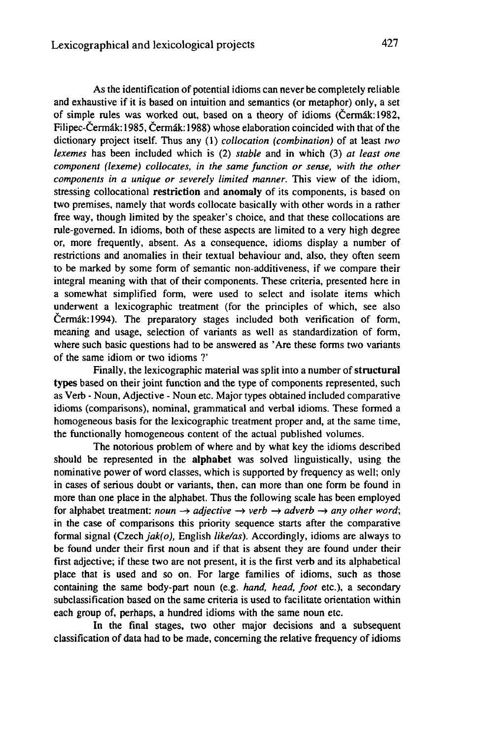As the identification of potential idioms can never be completely reliable and exhaustive if it is based on intuition and semantics (or metaphor) only, a set of simple rules was worked out, based on a theory of idioms (Čermák:1982, Filipec-Čermák:1985, Čermák:1988) whose elaboration coincided with that of the dictionary project itself. Thus any (1) *collocation (combination)* of at least *two lexemes* has been included which is (2) *stable* and in which (3) *at least one component (lexeme) collocates, in the same function or sense, with the other components in a unique or severely limited manner.* This view of the idiom, stressing collocational **restriction** and **anomaly** of its components, is based on two premises, namely that words collocate basically with other words in a rather free way, though limited by the speaker's choice, and that these collocations are rule-governed. In idioms, both of these aspects are limited to a very high degree or, more frequently, absent. As a consequence, idioms display a number of restrictions and anomalies in their textual behaviour and, also, they often seem to be marked by some form of semantic non-additiveness, if we compare their integral meaning with that of their components. These criteria, presented here in a somewhat simplified form, were used to select and isolate items which underwent a lexicographic treatment (for the principles of which, see also Čermák:1994). The preparatory stages included both verification of form, meaning and usage, selection of variants as well as standardization of form, where such basic questions had to be answered as 'Are these forms two variants of the same idiom or two idioms ?'

Finally, the lexicographic material was split into a number of **structural types** based on their joint function and the type of components represented, such as Verb - Noun, Adjective - Noun etc. Major types obtained included comparative idioms (comparisons), nominal, grammatical and verbal idioms. These formed a homogeneous basis for the lexicographic treatment proper and, at the same time, the functionally homogeneous content of the actual published volumes.

The notorious problem of where and by what key the idioms described should be represented in the **alphabet** was solved linguistically, using the nominative power of word classes, which is supported by frequency as well; only in cases of serious doubt or variants, then, can more than one form be found in more than one place in the alphabet. Thus the following scale has been employed for alphabet treatment: *noun → adjective → verb → adverb → any other word*; in the case of comparisons this priority sequence starts after the comparative formal signal (Czech *jak(o)*, English *like/as*). Accordingly, idioms are always to be found under their first noun and if that is absent they are found under their first adjective; if these two are not present, it is the first verb and its alphabetical place that is used and so on. For large families of idioms, such as those containing the same body-part noun (e.g. *hand, head, foot* etc.), a secondary subclassification based on the same criteria is used to facilitate orientation within each group of, perhaps, a hundred idioms with the same noun etc.

In the final stages, two other major decisions and a subsequent classification of data had to be made, concerning the relative frequency of idioms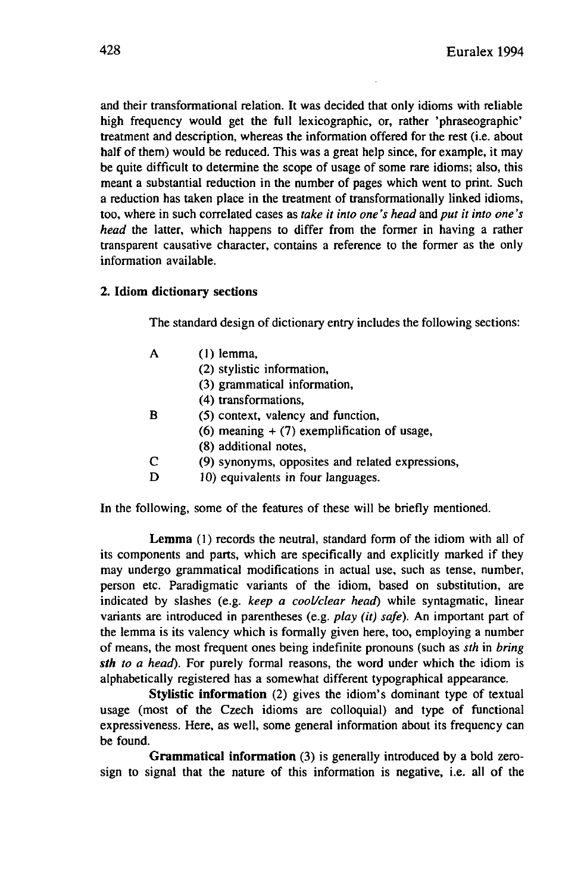and their transformational relation. It was decided that only idioms with reliable high frequency would get the full lexicographic, or, rather 'phraseographic' treatment and description, whereas the information offered for the rest (i.e. about half of them) would be reduced. This was a great help since, for example, it may be quite difficult to determine the scope of usage of some rare idioms; also, this meant a substantial reduction in the number of pages which went to print. Such a reduction has taken place in the treatment of transformationally linked idioms, too, where in such correlated cases as *take it into one's head* and *put it into one's head* the latter, which happens to differ from the former in having a rather transparent causative character, contains a reference to the former as the only information available.

## 2. Idiom dictionary sections

The standard design of dictionary entry includes the following sections:

A (1) lemma,
(2) stylistic information,
(3) grammatical information,
(4) transformations,
B (5) context, valency and function,
(6) meaning + (7) exemplification of usage,
(8) additional notes,
C (9) synonyms, opposites and related expressions,
D 10) equivalents in four languages.

In the following, some of the features of these will be briefly mentioned.

**Lemma** (1) records the neutral, standard form of the idiom with all of its components and parts, which are specifically and explicitly marked if they may undergo grammatical modifications in actual use, such as tense, number, person etc. Paradigmatic variants of the idiom, based on substitution, are indicated by slashes (e.g. *keep a cool/clear head*) while syntagmatic, linear variants are introduced in parentheses (e.g. *play (it) safe*). An important part of the lemma is its valency which is formally given here, too, employing a number of means, the most frequent ones being indefinite pronouns (such as *sth* in *bring sth to a head*). For purely formal reasons, the word under which the idiom is alphabetically registered has a somewhat different typographical appearance.

**Stylistic information** (2) gives the idiom's dominant type of textual usage (most of the Czech idioms are colloquial) and type of functional expressiveness. Here, as well, some general information about its frequency can be found.

**Grammatical information** (3) is generally introduced by a bold zero-sign to signal that the nature of this information is negative, i.e. all of the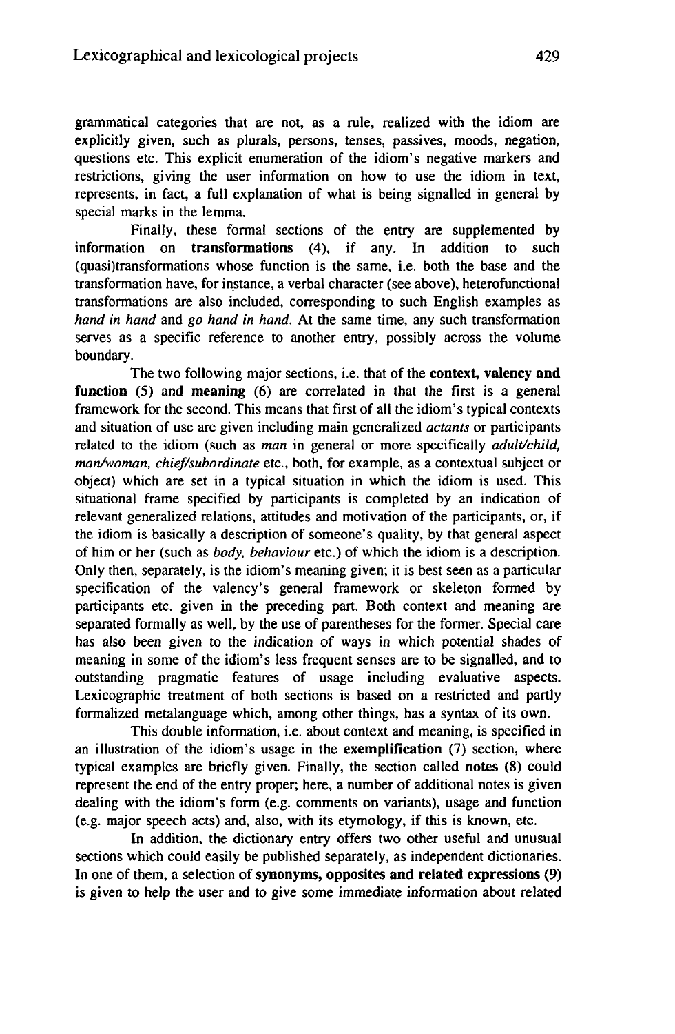grammatical categories that are not, as a rule, realized with the idiom are explicitly given, such as plurals, persons, tenses, passives, moods, negation, questions etc. This explicit enumeration of the idiom's negative markers and restrictions, giving the user information on how to use the idiom in text, represents, in fact, a full explanation of what is being signalled in general by special marks in the lemma.

Finally, these formal sections of the entry are supplemented by information on **transformations** (4), if any. In addition to such (quasi)transformations whose function is the same, i.e. both the base and the transformation have, for instance, a verbal character (see above), heterofunctional transformations are also included, corresponding to such English examples as *hand in hand* and *go hand in hand.* At the same time, any such transformation serves as a specific reference to another entry, possibly across the volume boundary.

The two following major sections, i.e. that of the **context, valency and function** (5) and **meaning** (6) are correlated in that the first is a general framework for the second. This means that first of all the idiom's typical contexts and situation of use are given including main generalized *actants* or participants related to the idiom (such as *man* in general or more specifically *adult/child, man/woman, chief/subordinate* etc., both, for example, as a contextual subject or object) which are set in a typical situation in which the idiom is used. This situational frame specified by participants is completed by an indication of relevant generalized relations, attitudes and motivation of the participants, or, if the idiom is basically a description of someone's quality, by that general aspect of him or her (such as *body, behaviour* etc.) of which the idiom is a description. Only then, separately, is the idiom's meaning given; it is best seen as a particular specification of the valency's general framework or skeleton formed by participants etc. given in the preceding part. Both context and meaning are separated formally as well, by the use of parentheses for the former. Special care has also been given to the indication of ways in which potential shades of meaning in some of the idiom's less frequent senses are to be signalled, and to outstanding pragmatic features of usage including evaluative aspects. Lexicographic treatment of both sections is based on a restricted and partly formalized metalanguage which, among other things, has a syntax of its own.

This double information, i.e. about context and meaning, is specified in an illustration of the idiom's usage in the **exemplification** (7) section, where typical examples are briefly given. Finally, the section called **notes** (8) could represent the end of the entry proper; here, a number of additional notes is given dealing with the idiom's form (e.g. comments on variants), usage and function (e.g. major speech acts) and, also, with its etymology, if this is known, etc.

In addition, the dictionary entry offers two other useful and unusual sections which could easily be published separately, as independent dictionaries. In one of them, a selection of **synonyms, opposites and related expressions (9)** is given to help the user and to give some immediate information about related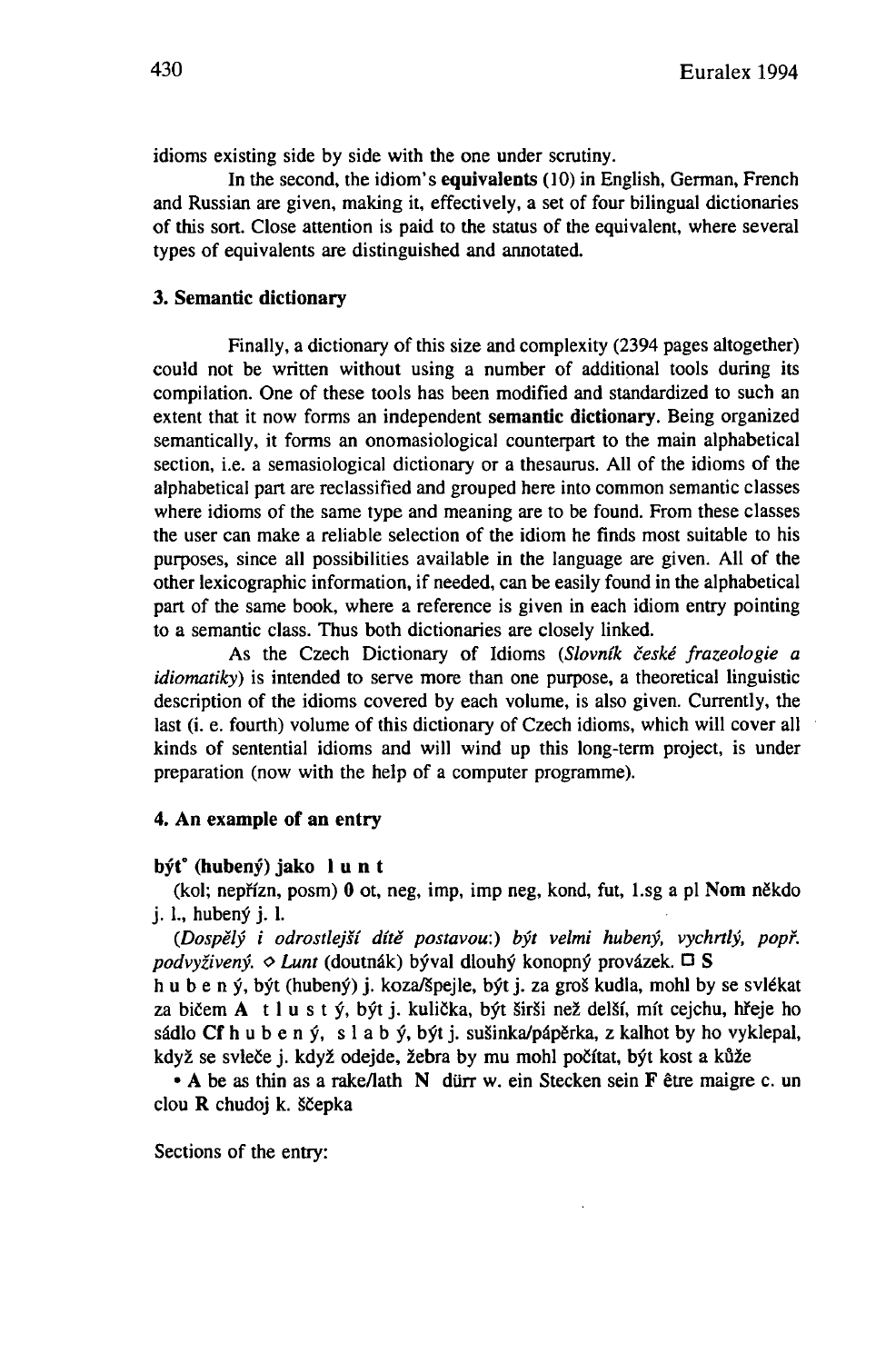idioms existing side by side with the one under scrutiny.

In the second, the idiom's **equivalents** (10) in English, German, French and Russian are given, making it, effectively, a set of four bilingual dictionaries of this sort. Close attention is paid to the status of the equivalent, where several types of equivalents are distinguished and annotated.

### 3. Semantic dictionary

Finally, a dictionary of this size and complexity (2394 pages altogether) could not be written without using a number of additional tools during its compilation. One of these tools has been modified and standardized to such an extent that it now forms an independent **semantic dictionary**. Being organized semantically, it forms an onomasiological counterpart to the main alphabetical section, i.e. a semasiological dictionary or a thesaurus. All of the idioms of the alphabetical part are reclassified and grouped here into common semantic classes where idioms of the same type and meaning are to be found. From these classes the user can make a reliable selection of the idiom he finds most suitable to his purposes, since all possibilities available in the language are given. All of the other lexicographic information, if needed, can be easily found in the alphabetical part of the same book, where a reference is given in each idiom entry pointing to a semantic class. Thus both dictionaries are closely linked.

As the Czech Dictionary of Idioms (*Slovník české frazeologie a idiomatiky*) is intended to serve more than one purpose, a theoretical linguistic description of the idioms covered by each volume, is also given. Currently, the last (i. e. fourth) volume of this dictionary of Czech idioms, which will cover all kinds of sentential idioms and will wind up this long-term project, is under preparation (now with the help of a computer programme).

### 4. An example of an entry

**být° (hubený) jako l u n t**

(kol; nepřízn, posm) **0** ot, neg, imp, imp neg, kond, fut, 1.sg a pl **Nom** někdo j. l., hubený j. l.

(*Dospělý i odrostlejší dítě postavou:*) *být velmi hubený, vychrtlý, popř. podvyživený.* ◇ *Lunt* (doutnák) býval dlouhý konopný provázek. □ **S** h u b e n ý, být (hubený) j. koza/špejle, být j. za groš kudla, mohl by se svlékat za bičem **A** t l u s t ý, být j. kulička, být širši než delší, mít cejchu, hřeje ho sádlo **Cf** h u b e n ý, s l a b ý, být j. sušinka/pápěrka, z kalhot by ho vyklepal, když se svleče j. když odejde, žebra by mu mohl počítat, být kost a kůže

• **A** be as thin as a rake/lath **N** dürr w. ein Stecken sein **F** être maigre c. un clou **R** chudoj k. ščepka

Sections of the entry: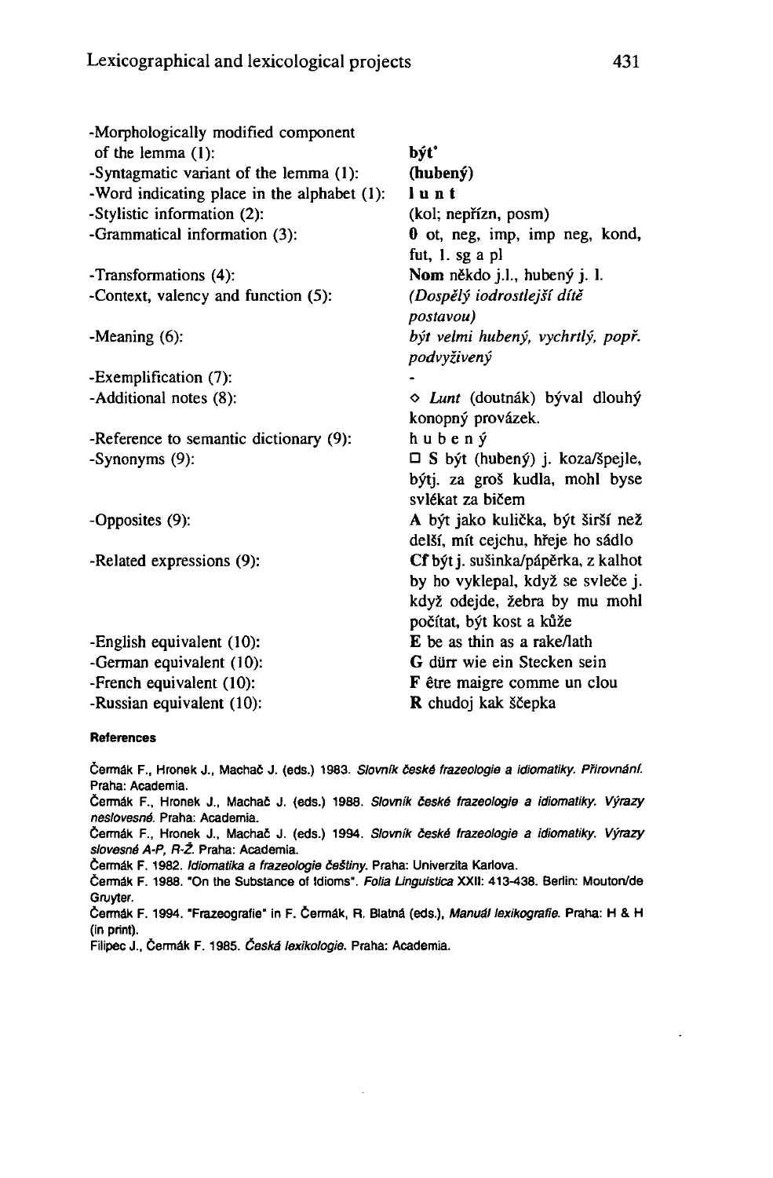| | |
|---|---|
| -Morphologically modified component of the lemma (1): | **být'** |
| -Syntagmatic variant of the lemma (1): | **(hubený)** |
| -Word indicating place in the alphabet (1): | **l u n t** |
| -Stylistic information (2): | (kol; nepřízn, posm) |
| -Grammatical information (3): | **0** ot, neg, imp, imp neg, kond, fut, 1. sg a pl |
| -Transformations (4): | **Nom** někdo j.l., hubený j. l. |
| -Context, valency and function (5): | *(Dospělý iodrostlejší dítě postavou)* |
| -Meaning (6): | *být velmi hubený, vychrtlý, popř. podvyživený* |
| -Exemplification (7): | - |
| -Additional notes (8): | ◇ *Lunt* (doutnák) býval dlouhý konopný provázek. |
| -Reference to semantic dictionary (9): | h u b e n ý |
| -Synonyms (9): | □ **S** být (hubený) j. koza/špejle, býtj. za groš kudla, mohl byse svlékat za bičem |
| -Opposites (9): | **A** být jako kulička, být širší než delší, mít cejchu, hřeje ho sádlo |
| -Related expressions (9): | **Cf** být j. sušinka/pápěrka, z kalhot by ho vyklepal, když se svleče j. když odejde, žebra by mu mohl počítat, být kost a kůže |
| -English equivalent (10): | **E** be as thin as a rake/lath |
| -German equivalent (10): | **G** dürr wie ein Stecken sein |
| -French equivalent (10): | **F** être maigre comme un clou |
| -Russian equivalent (10): | **R** chudoj kak ščepka |

#### References

Čermák F., Hronek J., Machač J. (eds.) 1983. *Slovník české frazeologie a idiomatiky. Přirovnání.* Praha: Academia.

Čermák F., Hronek J., Machač J. (eds.) 1988. *Slovník české frazeologie a idiomatiky. Výrazy neslovesné.* Praha: Academia.

Čermák F., Hronek J., Machač J. (eds.) 1994. *Slovník české frazeologie a idiomatiky. Výrazy slovesné A-P, R-Ž.* Praha: Academia.

Čermák F. 1982. *Idiomatika a frazeologie češtiny.* Praha: Univerzita Karlova.

Čermák F. 1988. "On the Substance of Idioms". *Folia Linguistica* XXII: 413-438. Berlin: Mouton/de Gruyter.

Čermák F. 1994. "Frazeografie" in F. Čermák, R. Blatná (eds.), *Manuál lexikografie.* Praha: H & H (in print).

Filipec J., Čermák F. 1985. *Česká lexikologie.* Praha: Academia.